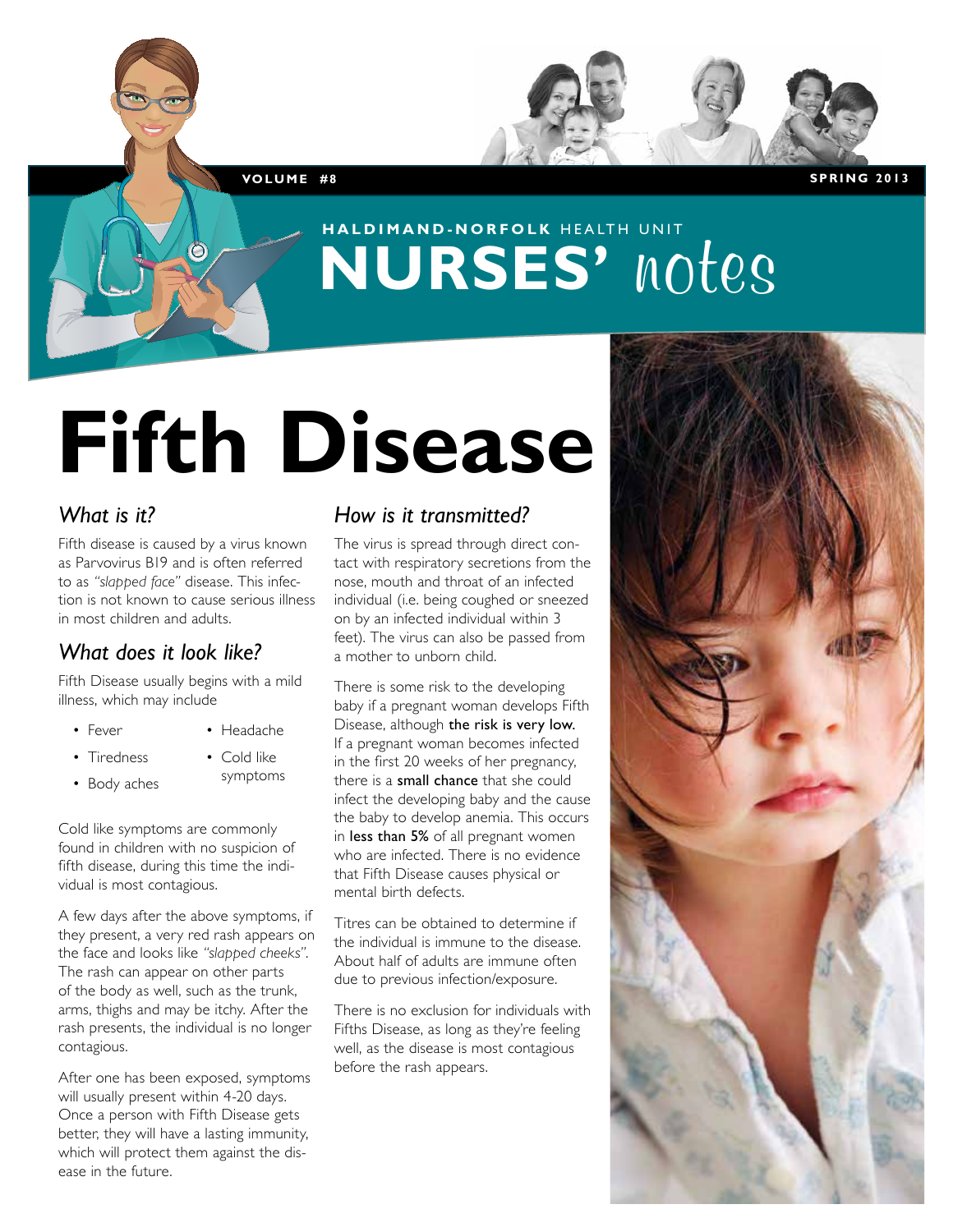VOLUME #8 SPRING 2013

HALDIMAND-NORFOLK HEALTH UNIT

# NURSES' notes

# Fifth Disease

## What is it?

Fifth disease is caused by a virus known as Parvovirus B19 and is often referred to as *"slapped face"* disease. This infection is not known to cause serious illness in most children and adults.

## What does it look like?

Fifth Disease usually begins with a mild illness, which may include

- Fever
- Tiredness
- Body aches
- Headache
- Cold like symptoms

Cold like symptoms are commonly found in children with no suspicion of fifth disease, during this time the individual is most contagious.

A few days after the above symptoms, if they present, a very red rash appears on the face and looks like *"slapped cheeks"*. The rash can appear on other parts of the body as well, such as the trunk, arms, thighs and may be itchy. After the rash presents, the individual is no longer contagious.

After one has been exposed, symptoms will usually present within 4-20 days. Once a person with Fifth Disease gets better, they will have a lasting immunity, which will protect them against the disease in the future.

## How is it transmitted?

The virus is spread through direct contact with respiratory secretions from the nose, mouth and throat of an infected individual (i.e. being coughed or sneezed on by an infected individual within 3 feet). The virus can also be passed from a mother to unborn child.

There is some risk to the developing baby if a pregnant woman develops Fifth Disease, although **the risk is very low.** If a pregnant woman becomes infected in the first 20 weeks of her pregnancy, there is a **small chance** that she could infect the developing baby and the cause the baby to develop anemia. This occurs in **less than 5%** of all pregnant women who are infected. There is no evidence that Fifth Disease causes physical or mental birth defects.

Titres can be obtained to determine if the individual is immune to the disease. About half of adults are immune often due to previous infection/exposure.

There is no exclusion for individuals with Fifths Disease, as long as they're feeling well, as the disease is most contagious before the rash appears.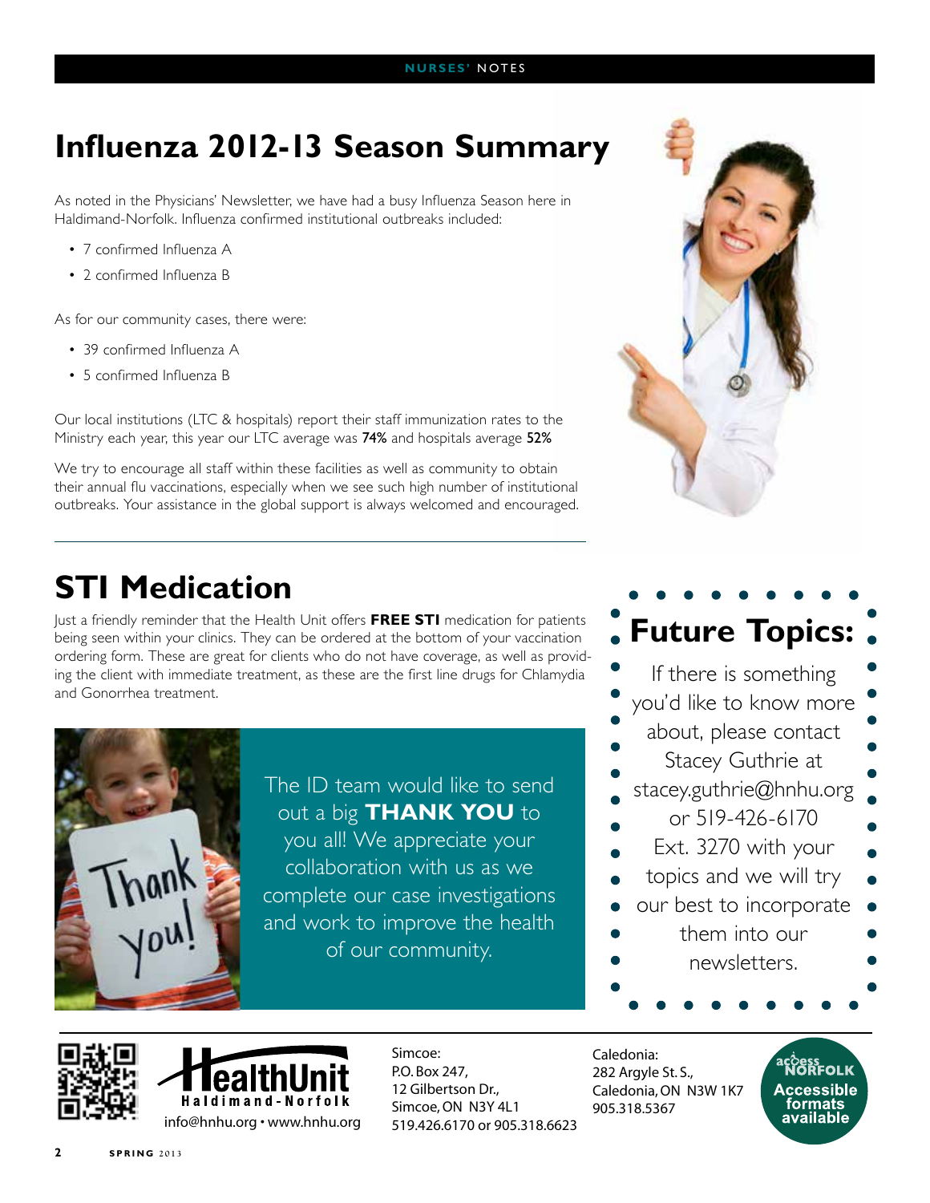# Influenza 2012-13 Season Summary

As noted in the Physicians' Newsletter, we have had a busy Influenza Season here in Haldimand-Norfolk. Influenza confirmed institutional outbreaks included:

- 7 confirmed Influenza A
- 2 confirmed Influenza B

As for our community cases, there were:

- 39 confirmed Influenza A
- 5 confirmed Influenza B

Our local institutions (LTC & hospitals) report their staff immunization rates to the Ministry each year, this year our LTC average was **74%** and hospitals average **52%**

We try to encourage all staff within these facilities as well as community to obtain their annual flu vaccinations, especially when we see such high number of institutional outbreaks. Your assistance in the global support is always welcomed and encouraged.

# STI Medication

Just a friendly reminder that the Health Unit offers **FREE STI** medication for patients being seen within your clinics. They can be ordered at the bottom of your vaccination ordering form. These are great for clients who do not have coverage, as well as providing the client with immediate treatment, as these are the first line drugs for Chlamydia and Gonorrhea treatment.

The ID team would like to send out a big **THANK YOU** to you all! We appreciate your collaboration with us as we complete our case investigations and work to improve the health of our community.

## Future Topics:

If there is something you'd like to know more about, please contact Stacey Guthrie at stacey.guthrie@hnhu.org or 519-426-6170 Ext. 3270 with your topics and we will try our best to incorporate them into our newsletters.

HealthUnit Haldimand-Norfolk
info@hnhu.org • www.hnhu.org

Simcoe:
P.O. Box 247,
12 Gilbertson Dr.,
Simcoe, ON N3Y 4L1
519.426.6170 or 905.318.6623

Caledonia:
282 Argyle St. S.,
Caledonia, ON N3W 1K7
905.318.5367

access NORFOLK
Accessible formats available